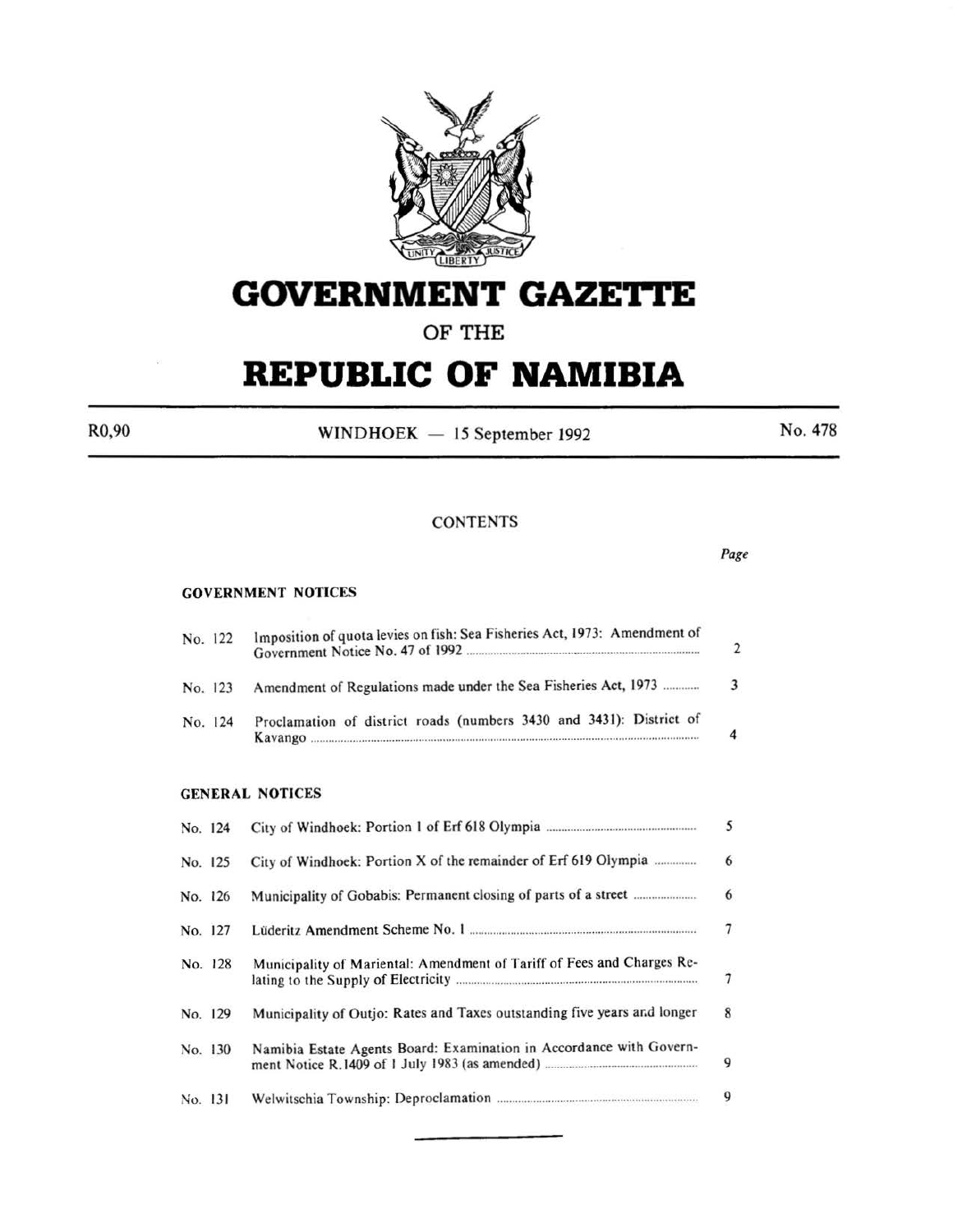# GOVERNMENT GAZETTE

## OF THE

# REPUBLIC OF NAMIBIA

R0,90 | WINDHOEK — 15 September 1992 | No. 478

## CONTENTS

*Page*

### GOVERNMENT NOTICES

| | | |
|---|---|---|
| No. 122 | Imposition of quota levies on fish: Sea Fisheries Act, 1973: Amendment of Government Notice No. 47 of 1992 | 2 |
| No. 123 | Amendment of Regulations made under the Sea Fisheries Act, 1973 | 3 |
| No. 124 | Proclamation of district roads (numbers 3430 and 3431): District of Kavango | 4 |

### GENERAL NOTICES

| | | |
|---|---|---|
| No. 124 | City of Windhoek: Portion 1 of Erf 618 Olympia | 5 |
| No. 125 | City of Windhoek: Portion X of the remainder of Erf 619 Olympia | 6 |
| No. 126 | Municipality of Gobabis: Permanent closing of parts of a street | 6 |
| No. 127 | Lüderitz Amendment Scheme No. 1 | 7 |
| No. 128 | Municipality of Mariental: Amendment of Tariff of Fees and Charges Relating to the Supply of Electricity | 7 |
| No. 129 | Municipality of Outjo: Rates and Taxes outstanding five years and longer | 8 |
| No. 130 | Namibia Estate Agents Board: Examination in Accordance with Government Notice R.1409 of 1 July 1983 (as amended) | 9 |
| No. 131 | Welwitschia Township: Deproclamation | 9 |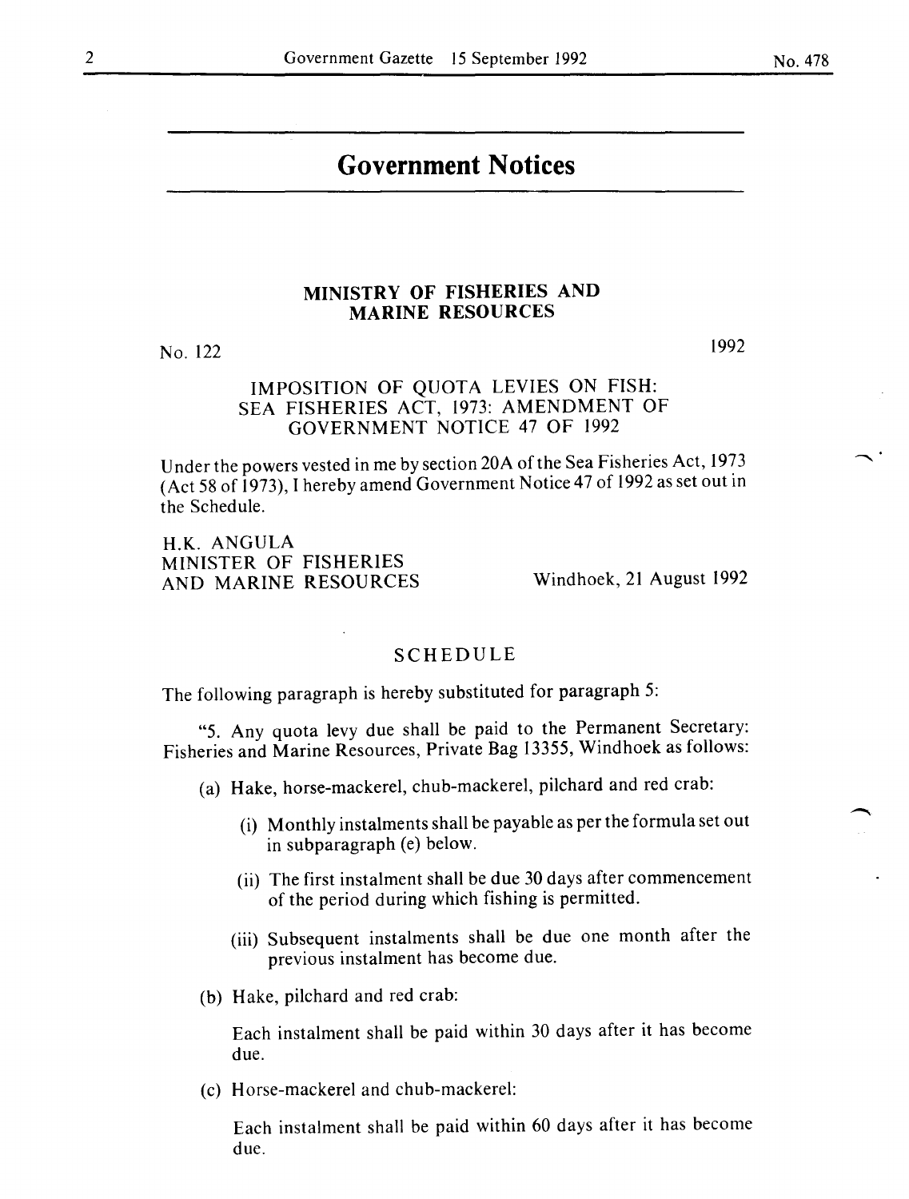# Government Notices

## MINISTRY OF FISHERIES AND MARINE RESOURCES

No. 122 1992

### IMPOSITION OF QUOTA LEVIES ON FISH: SEA FISHERIES ACT, 1973: AMENDMENT OF GOVERNMENT NOTICE 47 OF 1992

Under the powers vested in me by section 20A of the Sea Fisheries Act, 1973 (Act 58 of 1973), I hereby amend Government Notice 47 of 1992 as set out in the Schedule.

H.K. ANGULA
MINISTER OF FISHERIES
AND MARINE RESOURCES Windhoek, 21 August 1992

### SCHEDULE

The following paragraph is hereby substituted for paragraph 5:

"5. Any quota levy due shall be paid to the Permanent Secretary: Fisheries and Marine Resources, Private Bag 13355, Windhoek as follows:

(a) Hake, horse-mackerel, chub-mackerel, pilchard and red crab:

(i) Monthly instalments shall be payable as per the formula set out in subparagraph (e) below.

(ii) The first instalment shall be due 30 days after commencement of the period during which fishing is permitted.

(iii) Subsequent instalments shall be due one month after the previous instalment has become due.

(b) Hake, pilchard and red crab:

Each instalment shall be paid within 30 days after it has become due.

(c) Horse-mackerel and chub-mackerel:

Each instalment shall be paid within 60 days after it has become due.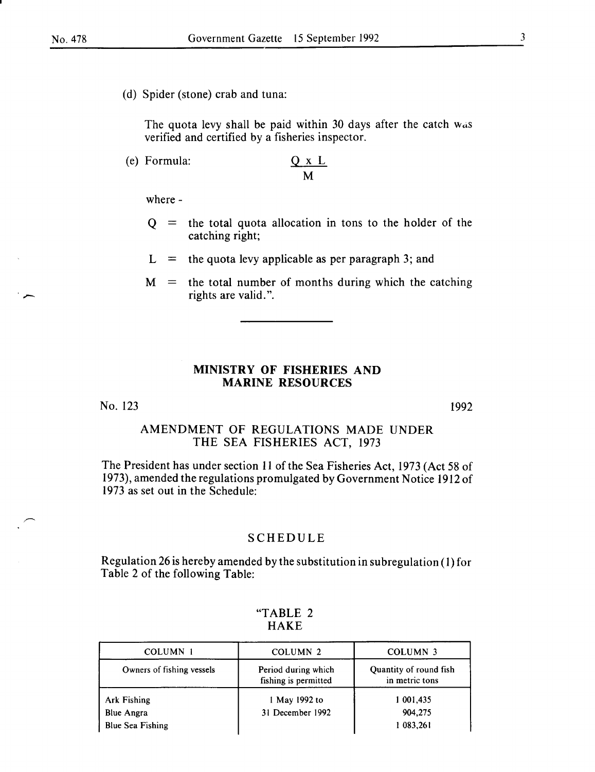(d) Spider (stone) crab and tuna:

The quota levy shall be paid within 30 days after the catch was verified and certified by a fisheries inspector.

(e) Formula:

$$\frac{Q \times L}{M}$$

where -

Q = the total quota allocation in tons to the holder of the catching right;

L = the quota levy applicable as per paragraph 3; and

M = the total number of months during which the catching rights are valid.".

---

## MINISTRY OF FISHERIES AND MARINE RESOURCES

No. 123 1992

### AMENDMENT OF REGULATIONS MADE UNDER THE SEA FISHERIES ACT, 1973

The President has under section 11 of the Sea Fisheries Act, 1973 (Act 58 of 1973), amended the regulations promulgated by Government Notice 1912 of 1973 as set out in the Schedule:

### SCHEDULE

Regulation 26 is hereby amended by the substitution in subregulation (1) for Table 2 of the following Table:

"TABLE 2
HAKE

| COLUMN 1 | COLUMN 2 | COLUMN 3 |
|---|---|---|
| Owners of fishing vessels | Period during which fishing is permitted | Quantity of round fish in metric tons |
| Ark Fishing | 1 May 1992 to | 1 001,435 |
| Blue Angra | 31 December 1992 | 904,275 |
| Blue Sea Fishing | | 1 083,261 |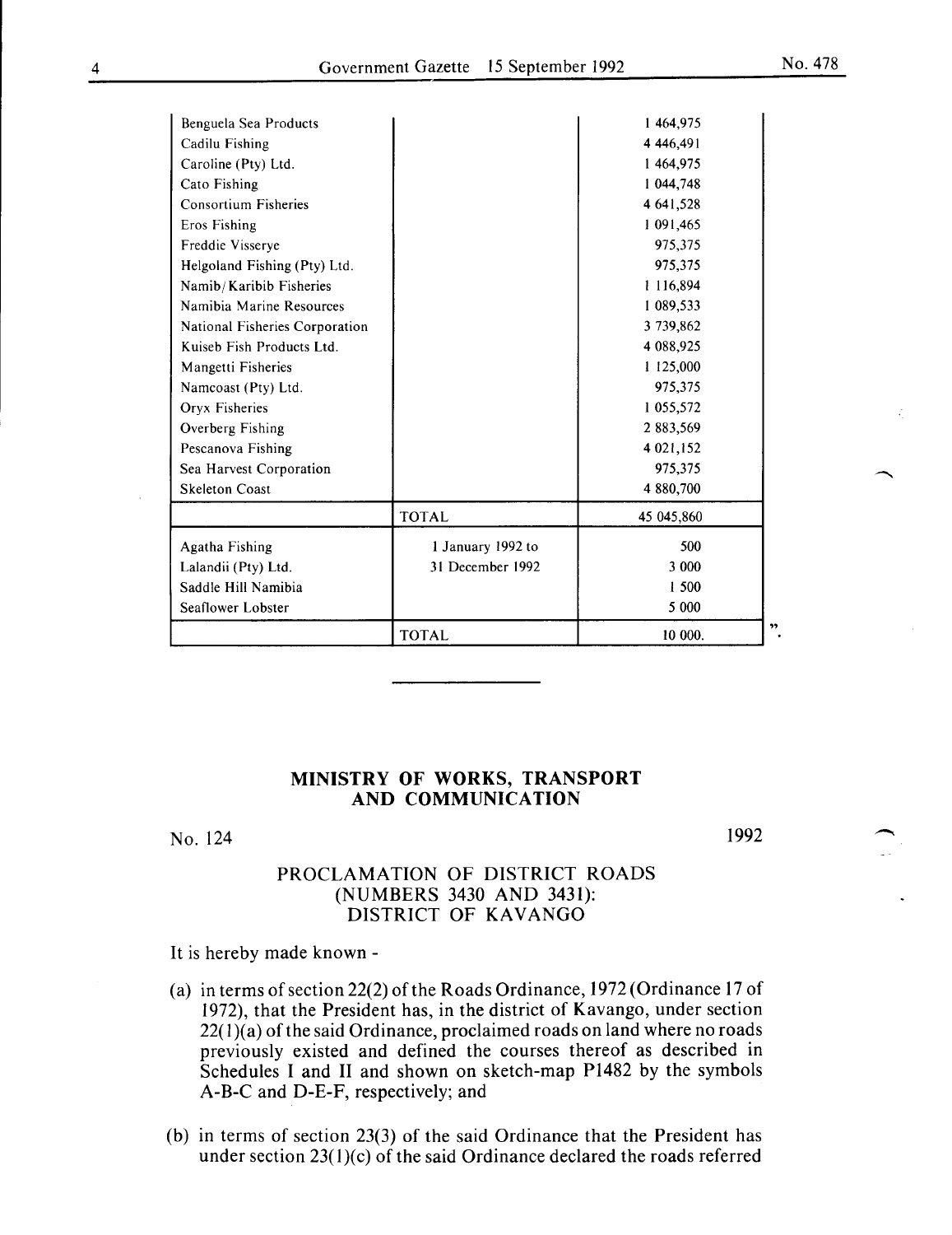| | | |
|---|---|---|
| Benguela Sea Products | | 1 464,975 |
| Cadilu Fishing | | 4 446,491 |
| Caroline (Pty) Ltd. | | 1 464,975 |
| Cato Fishing | | 1 044,748 |
| Consortium Fisheries | | 4 641,528 |
| Eros Fishing | | 1 091,465 |
| Freddie Visserye | | 975,375 |
| Helgoland Fishing (Pty) Ltd. | | 975,375 |
| Namib/Karibib Fisheries | | 1 116,894 |
| Namibia Marine Resources | | 1 089,533 |
| National Fisheries Corporation | | 3 739,862 |
| Kuiseb Fish Products Ltd. | | 4 088,925 |
| Mangetti Fisheries | | 1 125,000 |
| Namcoast (Pty) Ltd. | | 975,375 |
| Oryx Fisheries | | 1 055,572 |
| Overberg Fishing | | 2 883,569 |
| Pescanova Fishing | | 4 021,152 |
| Sea Harvest Corporation | | 975,375 |
| Skeleton Coast | | 4 880,700 |
| | TOTAL | 45 045,860 |
| Agatha Fishing | 1 January 1992 to | 500 |
| Lalandii (Pty) Ltd. | 31 December 1992 | 3 000 |
| Saddle Hill Namibia | | 1 500 |
| Seaflower Lobster | | 5 000 |
| | TOTAL | 10 000. |

".

## MINISTRY OF WORKS, TRANSPORT AND COMMUNICATION

No. 124 1992

### PROCLAMATION OF DISTRICT ROADS (NUMBERS 3430 AND 3431): DISTRICT OF KAVANGO

It is hereby made known -

(a) in terms of section 22(2) of the Roads Ordinance, 1972 (Ordinance 17 of 1972), that the President has, in the district of Kavango, under section 22(1)(a) of the said Ordinance, proclaimed roads on land where no roads previously existed and defined the courses thereof as described in Schedules I and II and shown on sketch-map P1482 by the symbols A-B-C and D-E-F, respectively; and

(b) in terms of section 23(3) of the said Ordinance that the President has under section 23(1)(c) of the said Ordinance declared the roads referred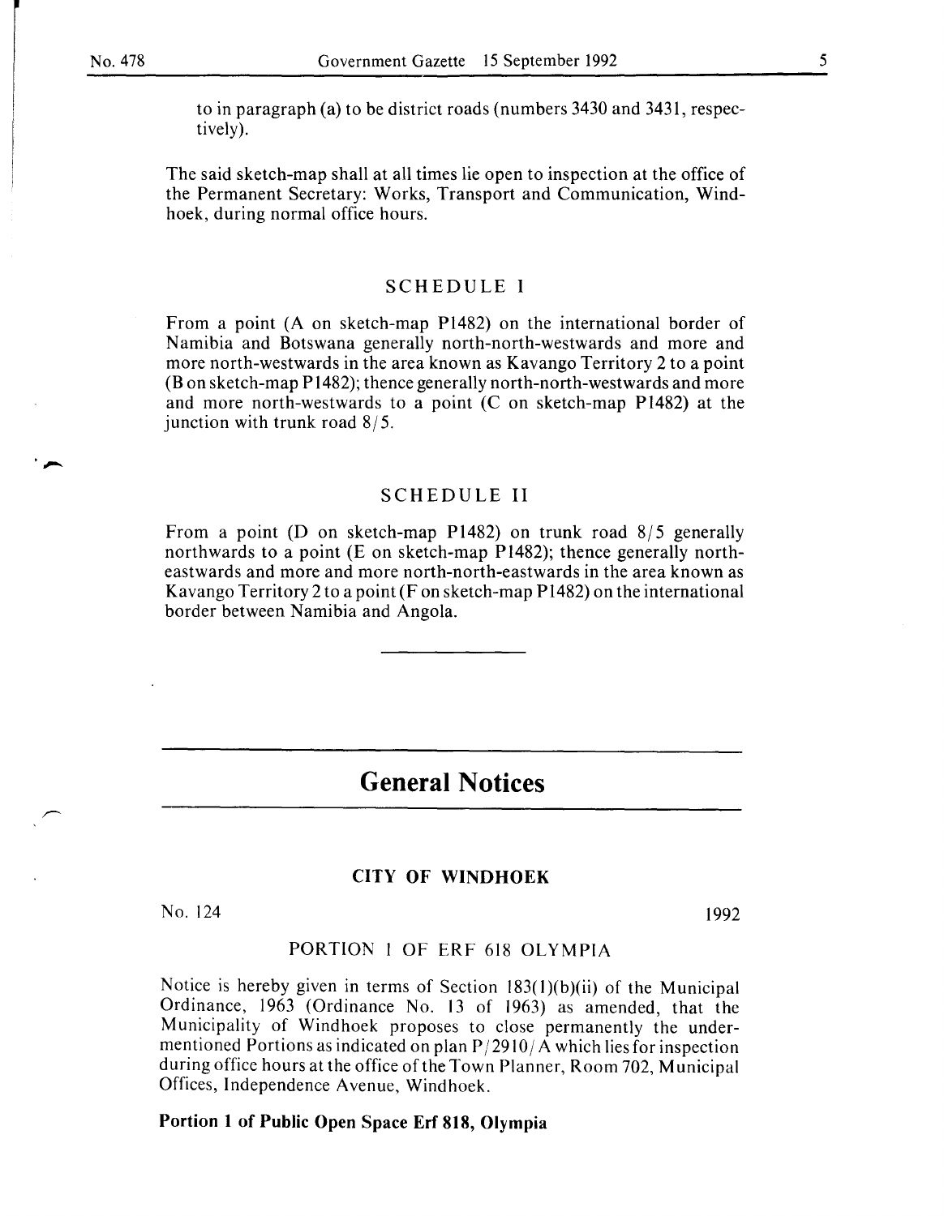to in paragraph (a) to be district roads (numbers 3430 and 3431, respectively).

The said sketch-map shall at all times lie open to inspection at the office of the Permanent Secretary: Works, Transport and Communication, Windhoek, during normal office hours.

### SCHEDULE I

From a point (A on sketch-map P1482) on the international border of Namibia and Botswana generally north-north-westwards and more and more north-westwards in the area known as Kavango Territory 2 to a point (B on sketch-map P1482); thence generally north-north-westwards and more and more north-westwards to a point (C on sketch-map P1482) at the junction with trunk road 8/5.

### SCHEDULE II

From a point (D on sketch-map P1482) on trunk road 8/5 generally northwards to a point (E on sketch-map P1482); thence generally north-eastwards and more and more north-north-eastwards in the area known as Kavango Territory 2 to a point (F on sketch-map P1482) on the international border between Namibia and Angola.

---

## General Notices

### CITY OF WINDHOEK

No. 124 1992

PORTION 1 OF ERF 618 OLYMPIA

Notice is hereby given in terms of Section 183(1)(b)(ii) of the Municipal Ordinance, 1963 (Ordinance No. 13 of 1963) as amended, that the Municipality of Windhoek proposes to close permanently the undermentioned Portions as indicated on plan P/2910/A which lies for inspection during office hours at the office of the Town Planner, Room 702, Municipal Offices, Independence Avenue, Windhoek.

**Portion 1 of Public Open Space Erf 818, Olympia**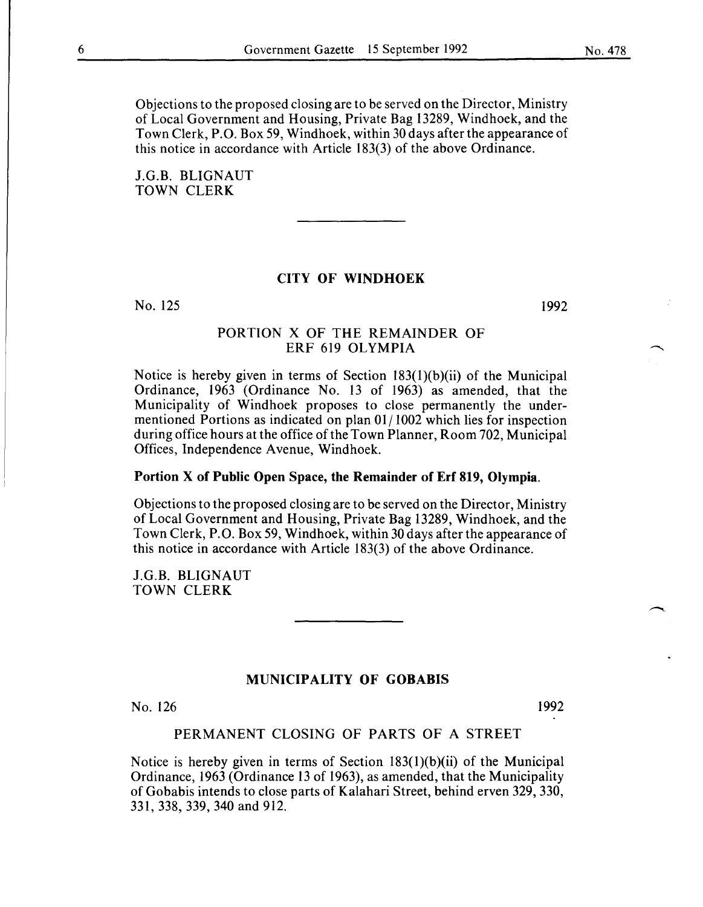Objections to the proposed closing are to be served on the Director, Ministry of Local Government and Housing, Private Bag 13289, Windhoek, and the Town Clerk, P.O. Box 59, Windhoek, within 30 days after the appearance of this notice in accordance with Article 183(3) of the above Ordinance.

J.G.B. BLIGNAUT
TOWN CLERK

---

## CITY OF WINDHOEK

No. 125 1992

### PORTION X OF THE REMAINDER OF ERF 619 OLYMPIA

Notice is hereby given in terms of Section 183(1)(b)(ii) of the Municipal Ordinance, 1963 (Ordinance No. 13 of 1963) as amended, that the Municipality of Windhoek proposes to close permanently the undermentioned Portions as indicated on plan 01/1002 which lies for inspection during office hours at the office of the Town Planner, Room 702, Municipal Offices, Independence Avenue, Windhoek.

**Portion X of Public Open Space, the Remainder of Erf 819, Olympia.**

Objections to the proposed closing are to be served on the Director, Ministry of Local Government and Housing, Private Bag 13289, Windhoek, and the Town Clerk, P.O. Box 59, Windhoek, within 30 days after the appearance of this notice in accordance with Article 183(3) of the above Ordinance.

J.G.B. BLIGNAUT
TOWN CLERK

---

## MUNICIPALITY OF GOBABIS

No. 126 1992

### PERMANENT CLOSING OF PARTS OF A STREET

Notice is hereby given in terms of Section 183(1)(b)(ii) of the Municipal Ordinance, 1963 (Ordinance 13 of 1963), as amended, that the Municipality of Gobabis intends to close parts of Kalahari Street, behind erven 329, 330, 331, 338, 339, 340 and 912.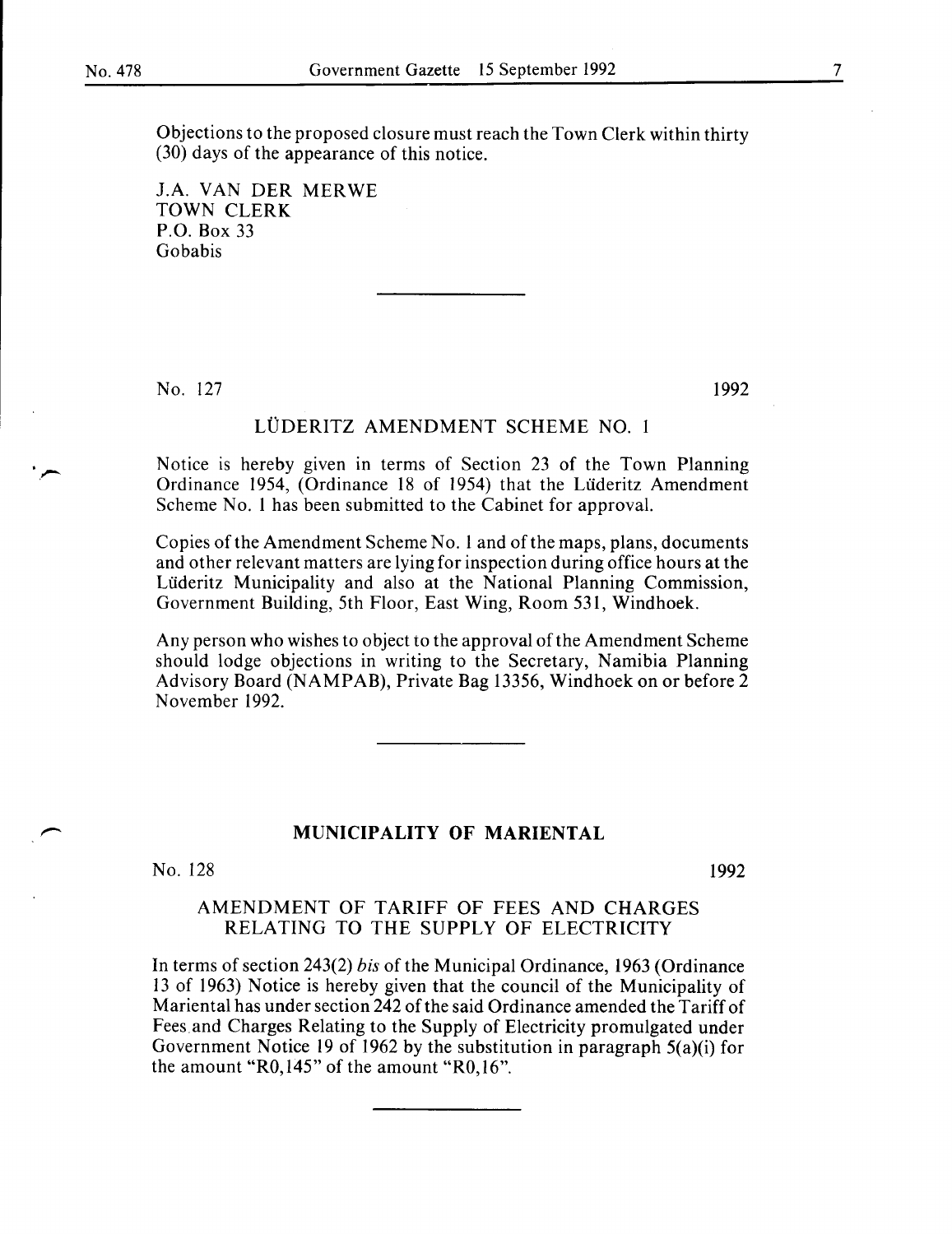Objections to the proposed closure must reach the Town Clerk within thirty (30) days of the appearance of this notice.

J.A. VAN DER MERWE
TOWN CLERK
P.O. Box 33
Gobabis

---

No. 127 1992

## LÜDERITZ AMENDMENT SCHEME NO. 1

Notice is hereby given in terms of Section 23 of the Town Planning Ordinance 1954, (Ordinance 18 of 1954) that the Lüderitz Amendment Scheme No. 1 has been submitted to the Cabinet for approval.

Copies of the Amendment Scheme No. 1 and of the maps, plans, documents and other relevant matters are lying for inspection during office hours at the Lüderitz Municipality and also at the National Planning Commission, Government Building, 5th Floor, East Wing, Room 531, Windhoek.

Any person who wishes to object to the approval of the Amendment Scheme should lodge objections in writing to the Secretary, Namibia Planning Advisory Board (NAMPAB), Private Bag 13356, Windhoek on or before 2 November 1992.

---

## MUNICIPALITY OF MARIENTAL

No. 128 1992

## AMENDMENT OF TARIFF OF FEES AND CHARGES RELATING TO THE SUPPLY OF ELECTRICITY

In terms of section 243(2) *bis* of the Municipal Ordinance, 1963 (Ordinance 13 of 1963) Notice is hereby given that the council of the Municipality of Mariental has under section 242 of the said Ordinance amended the Tariff of Fees and Charges Relating to the Supply of Electricity promulgated under Government Notice 19 of 1962 by the substitution in paragraph 5(a)(i) for the amount "R0,145" of the amount "R0,16".

---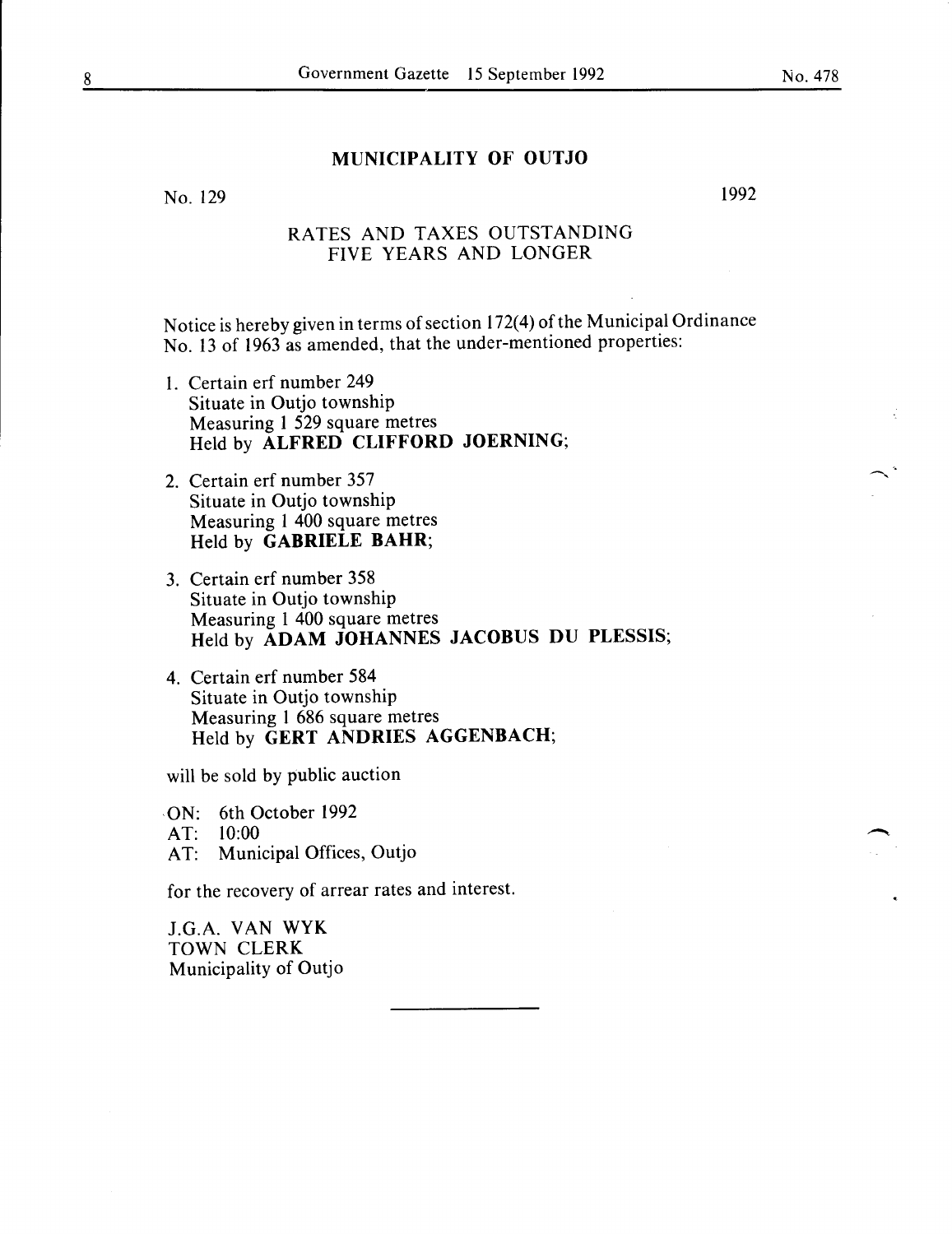## MUNICIPALITY OF OUTJO

No. 129 1992

### RATES AND TAXES OUTSTANDING FIVE YEARS AND LONGER

Notice is hereby given in terms of section 172(4) of the Municipal Ordinance No. 13 of 1963 as amended, that the under-mentioned properties:

1. Certain erf number 249
   Situate in Outjo township
   Measuring 1 529 square metres
   Held by **ALFRED CLIFFORD JOERNING;**

2. Certain erf number 357
   Situate in Outjo township
   Measuring 1 400 square metres
   Held by **GABRIELE BAHR;**

3. Certain erf number 358
   Situate in Outjo township
   Measuring 1 400 square metres
   Held by **ADAM JOHANNES JACOBUS DU PLESSIS;**

4. Certain erf number 584
   Situate in Outjo township
   Measuring 1 686 square metres
   Held by **GERT ANDRIES AGGENBACH;**

will be sold by public auction

ON: 6th October 1992
AT: 10:00
AT: Municipal Offices, Outjo

for the recovery of arrear rates and interest.

J.G.A. VAN WYK
TOWN CLERK
Municipality of Outjo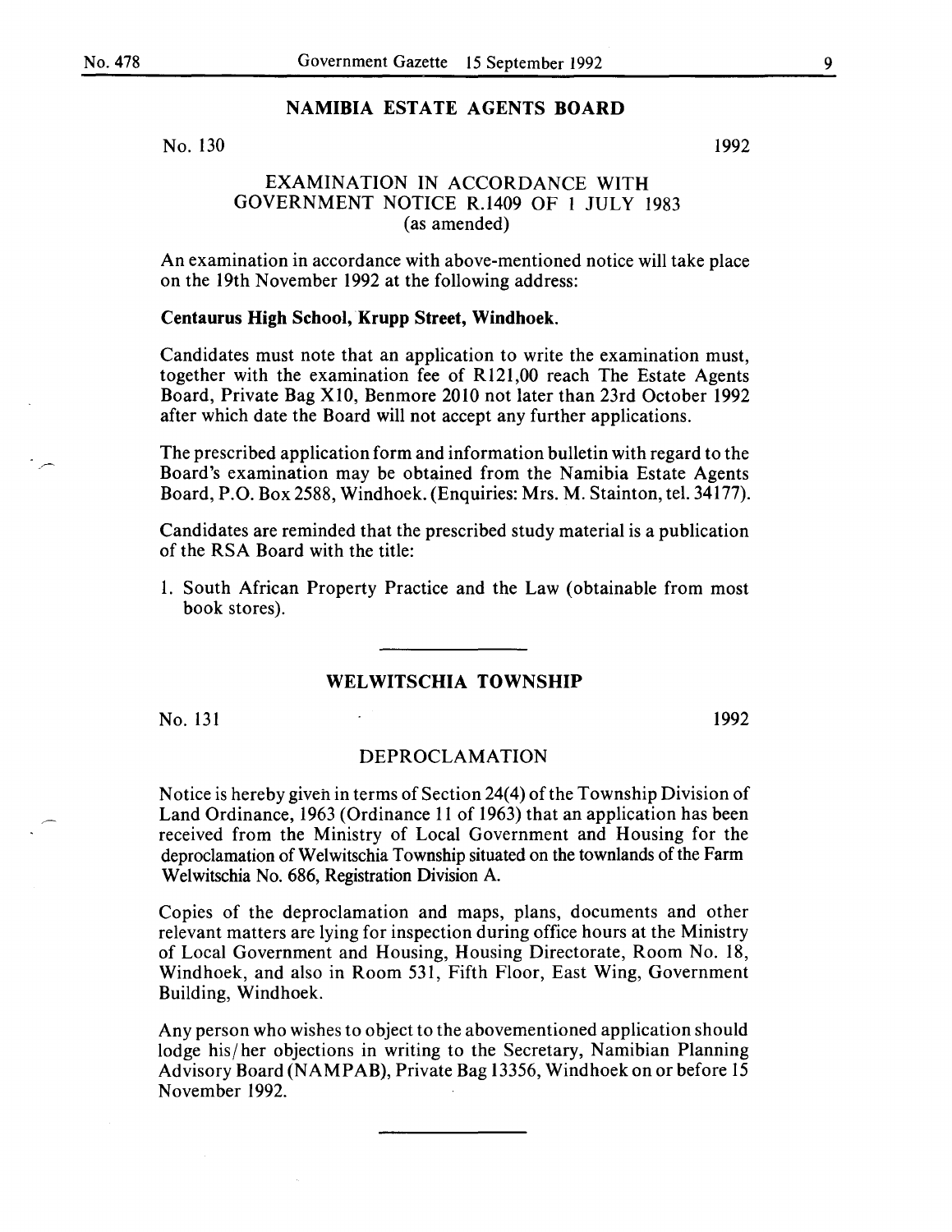## NAMIBIA ESTATE AGENTS BOARD

No. 130 1992

### EXAMINATION IN ACCORDANCE WITH GOVERNMENT NOTICE R.1409 OF 1 JULY 1983 (as amended)

An examination in accordance with above-mentioned notice will take place on the 19th November 1992 at the following address:

**Centaurus High School, Krupp Street, Windhoek.**

Candidates must note that an application to write the examination must, together with the examination fee of R121,00 reach The Estate Agents Board, Private Bag X10, Benmore 2010 not later than 23rd October 1992 after which date the Board will not accept any further applications.

The prescribed application form and information bulletin with regard to the Board's examination may be obtained from the Namibia Estate Agents Board, P.O. Box 2588, Windhoek. (Enquiries: Mrs. M. Stainton, tel. 34177).

Candidates are reminded that the prescribed study material is a publication of the RSA Board with the title:

1. South African Property Practice and the Law (obtainable from most book stores).

---

## WELWITSCHIA TOWNSHIP

No. 131 1992

### DEPROCLAMATION

Notice is hereby given in terms of Section 24(4) of the Township Division of Land Ordinance, 1963 (Ordinance 11 of 1963) that an application has been received from the Ministry of Local Government and Housing for the deproclamation of Welwitschia Township situated on the townlands of the Farm Welwitschia No. 686, Registration Division A.

Copies of the deproclamation and maps, plans, documents and other relevant matters are lying for inspection during office hours at the Ministry of Local Government and Housing, Housing Directorate, Room No. 18, Windhoek, and also in Room 531, Fifth Floor, East Wing, Government Building, Windhoek.

Any person who wishes to object to the abovementioned application should lodge his/her objections in writing to the Secretary, Namibian Planning Advisory Board (NAMPAB), Private Bag 13356, Windhoek on or before 15 November 1992.